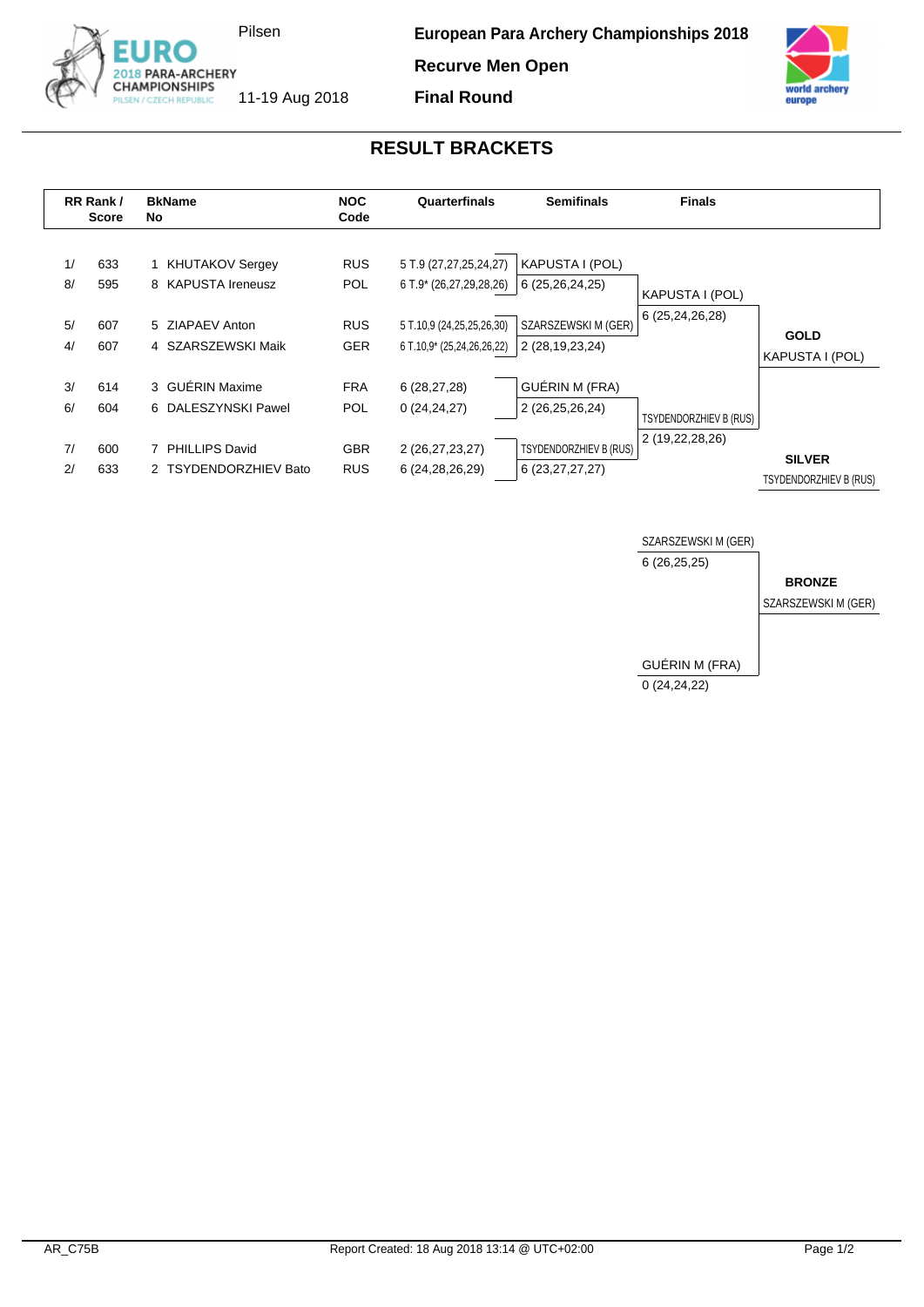European Para Archery Championships 2018

Recurve Men Open

Final Round

Pilsen

11-19 Aug 2018

## RESULT BRACKETS

| RR Rank / | Score | BkName No | | NOC Code | Quarterfinals | Semifinals | Finals |
|---|---|---|---|---|---|---|---|
| 1/ | 633 | 1 | KHUTAKOV Sergey | RUS | 5 T.9 (27,27,25,24,27) | KAPUSTA I (POL) | |
| 8/ | 595 | 8 | KAPUSTA Ireneusz | POL | 6 T.9* (26,27,29,28,26) | 6 (25,26,24,25) | KAPUSTA I (POL) |
| 5/ | 607 | 5 | ZIAPAEV Anton | RUS | 5 T.10,9 (24,25,25,26,30) | SZARSZEWSKI M (GER) | 6 (25,24,26,28) |
| 4/ | 607 | 4 | SZARSZEWSKI Maik | GER | 6 T.10,9* (25,24,26,26,22) | 2 (28,19,23,24) | |
| 3/ | 614 | 3 | GUÉRIN Maxime | FRA | 6 (28,27,28) | GUÉRIN M (FRA) | |
| 6/ | 604 | 6 | DALESZYNSKI Pawel | POL | 0 (24,24,27) | 2 (26,25,26,24) | TSYDENDORZHIEV B (RUS) |
| 7/ | 600 | 7 | PHILLIPS David | GBR | 2 (26,27,23,27) | TSYDENDORZHIEV B (RUS) | 2 (19,22,28,26) |
| 2/ | 633 | 2 | TSYDENDORZHIEV Bato | RUS | 6 (24,28,26,29) | 6 (23,27,27,27) | |

**GOLD**
KAPUSTA I (POL)

**SILVER**
TSYDENDORZHIEV B (RUS)

Bronze match:

SZARSZEWSKI M (GER)
6 (26,25,25)

GUÉRIN M (FRA)
0 (24,24,22)

**BRONZE**
SZARSZEWSKI M (GER)

AR_C75B

Report Created: 18 Aug 2018 13:14 @ UTC+02:00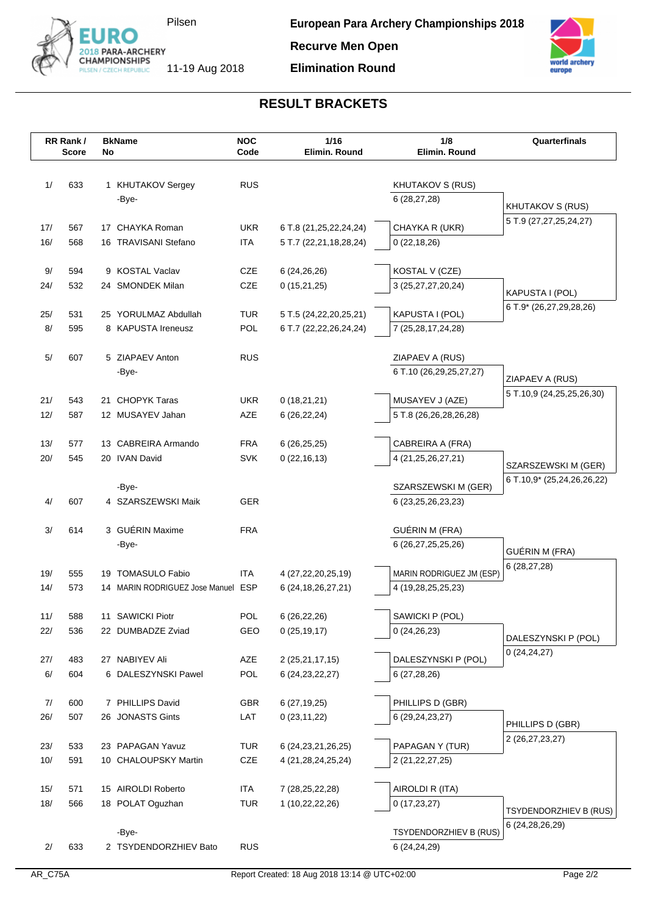Pilsen

11-19 Aug 2018

**European Para Archery Championships 2018**

**Recurve Men Open**

**Elimination Round**

## RESULT BRACKETS

| RR Rank / | Score | BkName No | | NOC Code | 1/16 Elimin. Round | 1/8 Elimin. Round | Quarterfinals |
|---|---|---|---|---|---|---|---|
| 1/ | 633 | 1 | KHUTAKOV Sergey | RUS | | KHUTAKOV S (RUS) | |
| | | | -Bye- | | | 6 (28,27,28) | KHUTAKOV S (RUS) |
| | | | | | | | 5 T.9 (27,27,25,24,27) |
| 17/ | 567 | 17 | CHAYKA Roman | UKR | 6 T.8 (21,25,22,24,24) | CHAYKA R (UKR) | |
| 16/ | 568 | 16 | TRAVISANI Stefano | ITA | 5 T.7 (22,21,18,28,24) | 0 (22,18,26) | |
| 9/ | 594 | 9 | KOSTAL Vaclav | CZE | 6 (24,26,26) | KOSTAL V (CZE) | |
| 24/ | 532 | 24 | SMONDEK Milan | CZE | 0 (15,21,25) | 3 (25,27,27,20,24) | KAPUSTA I (POL) |
| | | | | | | | 6 T.9* (26,27,29,28,26) |
| 25/ | 531 | 25 | YORULMAZ Abdullah | TUR | 5 T.5 (24,22,20,25,21) | KAPUSTA I (POL) | |
| 8/ | 595 | 8 | KAPUSTA Ireneusz | POL | 6 T.7 (22,22,26,24,24) | 7 (25,28,17,24,28) | |
| 5/ | 607 | 5 | ZIAPAEV Anton | RUS | | ZIAPAEV A (RUS) | |
| | | | -Bye- | | | 6 T.10 (26,29,25,27,27) | ZIAPAEV A (RUS) |
| | | | | | | | 5 T.10,9 (24,25,25,26,30) |
| 21/ | 543 | 21 | CHOPYK Taras | UKR | 0 (18,21,21) | MUSAYEV J (AZE) | |
| 12/ | 587 | 12 | MUSAYEV Jahan | AZE | 6 (26,22,24) | 5 T.8 (26,26,28,26,28) | |
| 13/ | 577 | 13 | CABREIRA Armando | FRA | 6 (26,25,25) | CABREIRA A (FRA) | |
| 20/ | 545 | 20 | IVAN David | SVK | 0 (22,16,13) | 4 (21,25,26,27,21) | SZARSZEWSKI M (GER) |
| | | | | | | | 6 T.10,9* (25,24,26,26,22) |
| | | | -Bye- | | | SZARSZEWSKI M (GER) | |
| 4/ | 607 | 4 | SZARSZEWSKI Maik | GER | | 6 (23,25,26,23,23) | |
| 3/ | 614 | 3 | GUÉRIN Maxime | FRA | | GUÉRIN M (FRA) | |
| | | | -Bye- | | | 6 (26,27,25,25,26) | GUÉRIN M (FRA) |
| | | | | | | | 6 (28,27,28) |
| 19/ | 555 | 19 | TOMASULO Fabio | ITA | 4 (27,22,20,25,19) | MARIN RODRIGUEZ JM (ESP) | |
| 14/ | 573 | 14 | MARIN RODRIGUEZ Jose Manuel | ESP | 6 (24,18,26,27,21) | 4 (19,28,25,25,23) | |
| 11/ | 588 | 11 | SAWICKI Piotr | POL | 6 (26,22,26) | SAWICKI P (POL) | |
| 22/ | 536 | 22 | DUMBADZE Zviad | GEO | 0 (25,19,17) | 0 (24,26,23) | DALESZYNSKI P (POL) |
| | | | | | | | 0 (24,24,27) |
| 27/ | 483 | 27 | NABIYEV Ali | AZE | 2 (25,21,17,15) | DALESZYNSKI P (POL) | |
| 6/ | 604 | 6 | DALESZYNSKI Pawel | POL | 6 (24,23,22,27) | 6 (27,28,26) | |
| 7/ | 600 | 7 | PHILLIPS David | GBR | 6 (27,19,25) | PHILLIPS D (GBR) | |
| 26/ | 507 | 26 | JONASTS Gints | LAT | 0 (23,11,22) | 6 (29,24,23,27) | PHILLIPS D (GBR) |
| | | | | | | | 2 (26,27,23,27) |
| 23/ | 533 | 23 | PAPAGAN Yavuz | TUR | 6 (24,23,21,26,25) | PAPAGAN Y (TUR) | |
| 10/ | 591 | 10 | CHALOUPSKY Martin | CZE | 4 (21,28,24,25,24) | 2 (21,22,27,25) | |
| 15/ | 571 | 15 | AIROLDI Roberto | ITA | 7 (28,25,22,28) | AIROLDI R (ITA) | |
| 18/ | 566 | 18 | POLAT Oguzhan | TUR | 1 (10,22,22,26) | 0 (17,23,27) | TSYDENDORZHIEV B (RUS) |
| | | | | | | | 6 (24,28,26,29) |
| | | | -Bye- | | | TSYDENDORZHIEV B (RUS) | |
| 2/ | 633 | 2 | TSYDENDORZHIEV Bato | RUS | | 6 (24,24,29) | |

AR_C75A

Report Created: 18 Aug 2018 13:14 @ UTC+02:00